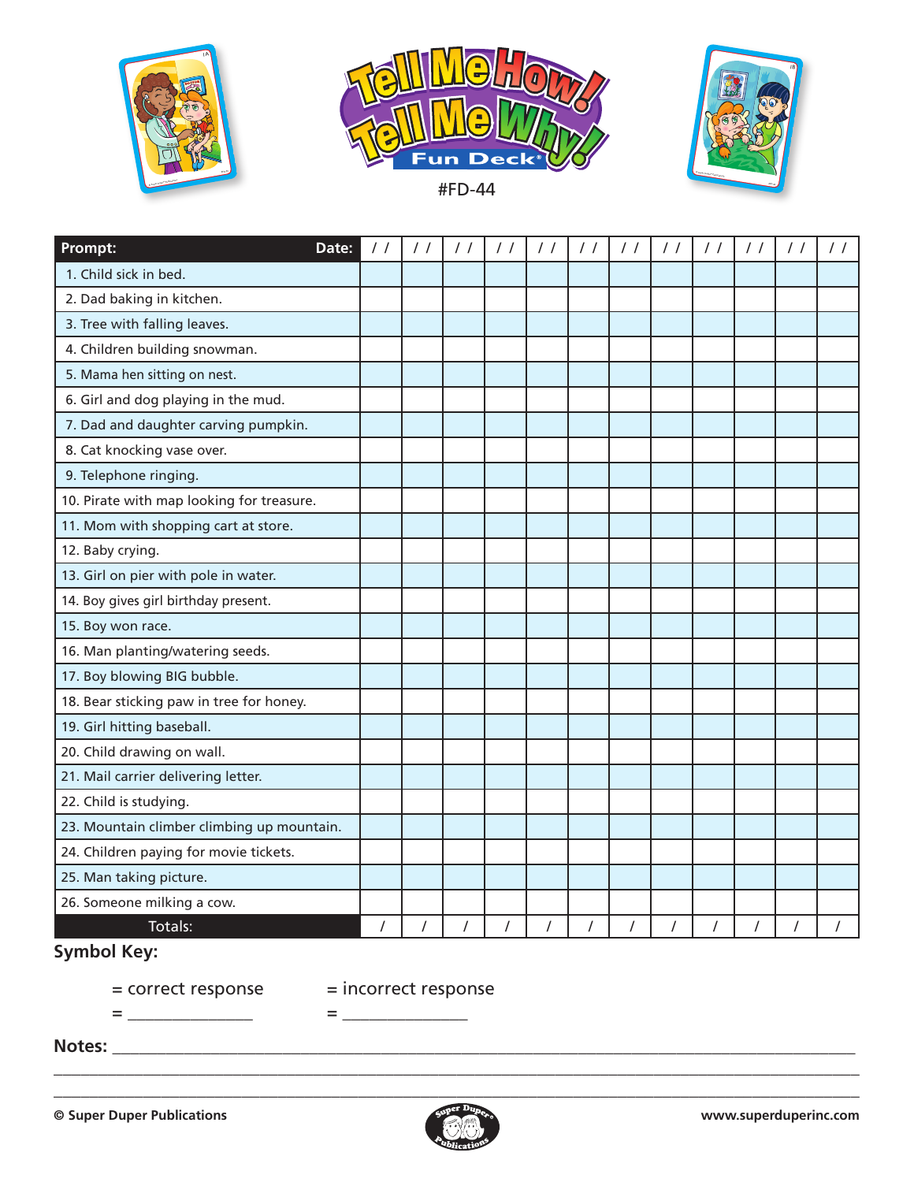# Tell Me How! Tell Me Why! Fun Deck®

#FD-44

| Prompt: Date: | / / | / / | / / | / / | / / | / / | / / | / / | / / | / / | / / | / / |
|---|---|---|---|---|---|---|---|---|---|---|---|---|
| 1. Child sick in bed. | | | | | | | | | | | | |
| 2. Dad baking in kitchen. | | | | | | | | | | | | |
| 3. Tree with falling leaves. | | | | | | | | | | | | |
| 4. Children building snowman. | | | | | | | | | | | | |
| 5. Mama hen sitting on nest. | | | | | | | | | | | | |
| 6. Girl and dog playing in the mud. | | | | | | | | | | | | |
| 7. Dad and daughter carving pumpkin. | | | | | | | | | | | | |
| 8. Cat knocking vase over. | | | | | | | | | | | | |
| 9. Telephone ringing. | | | | | | | | | | | | |
| 10. Pirate with map looking for treasure. | | | | | | | | | | | | |
| 11. Mom with shopping cart at store. | | | | | | | | | | | | |
| 12. Baby crying. | | | | | | | | | | | | |
| 13. Girl on pier with pole in water. | | | | | | | | | | | | |
| 14. Boy gives girl birthday present. | | | | | | | | | | | | |
| 15. Boy won race. | | | | | | | | | | | | |
| 16. Man planting/watering seeds. | | | | | | | | | | | | |
| 17. Boy blowing BIG bubble. | | | | | | | | | | | | |
| 18. Bear sticking paw in tree for honey. | | | | | | | | | | | | |
| 19. Girl hitting baseball. | | | | | | | | | | | | |
| 20. Child drawing on wall. | | | | | | | | | | | | |
| 21. Mail carrier delivering letter. | | | | | | | | | | | | |
| 22. Child is studying. | | | | | | | | | | | | |
| 23. Mountain climber climbing up mountain. | | | | | | | | | | | | |
| 24. Children paying for movie tickets. | | | | | | | | | | | | |
| 25. Man taking picture. | | | | | | | | | | | | |
| 26. Someone milking a cow. | | | | | | | | | | | | |
| Totals: | / | / | / | / | / | / | / | / | / | / | / | / |

**Symbol Key:**

= correct response &nbsp;&nbsp;&nbsp;&nbsp; = incorrect response

= _______________ &nbsp;&nbsp;&nbsp;&nbsp; = _______________

**Notes:** ____________________________________________________________________________

______________________________________________________________________________________

______________________________________________________________________________________

**© Super Duper Publications** &nbsp;&nbsp;&nbsp;&nbsp; **www.superduperinc.com**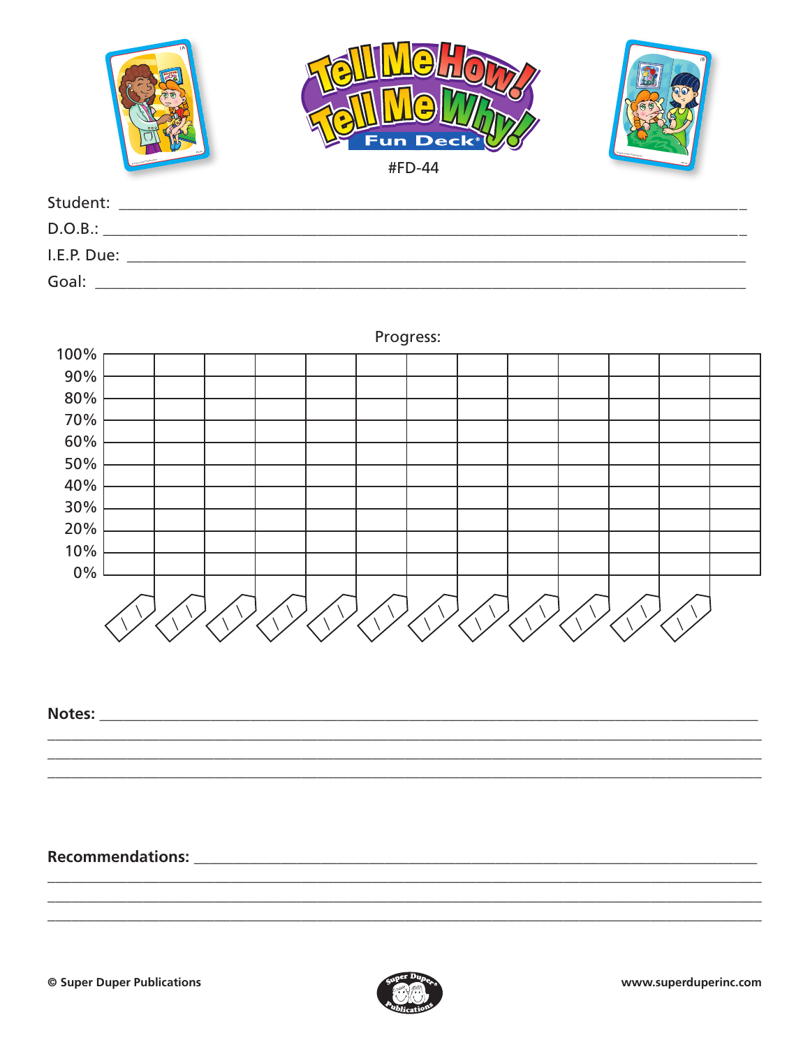# Tell Me How! Tell Me Why! Fun Deck®

#FD-44

Student: ___________________________________________

D.O.B.: ___________________________________________

I.E.P. Due: ___________________________________________

Goal: ___________________________________________

Progress:

100%
90%
80%
70%
60%
50%
40%
30%
20%
10%
0%

/ /  / /  / /  / /  / /  / /  / /  / /  / /  / /  / /  / /

**Notes:** ___________________________________________

___________________________________________

___________________________________________

___________________________________________

**Recommendations:** ___________________________________________

___________________________________________

___________________________________________

___________________________________________

**© Super Duper Publications**

**www.superduperinc.com**